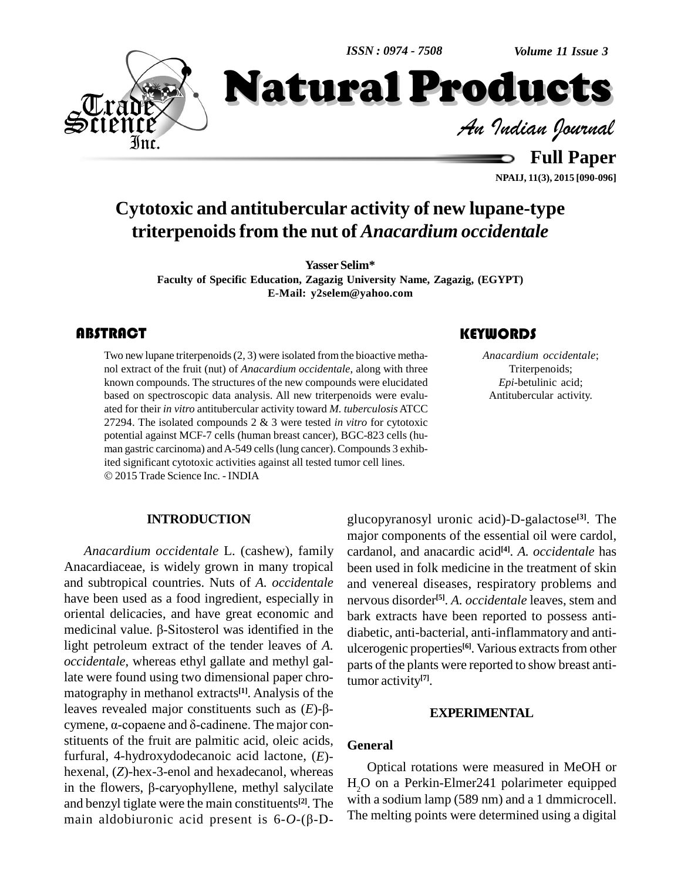# Cytotoxic and antitubercular activity of new lupane-type triterpenoids from the nut of *Anacardium occidentale*

**Yasser Selim***

**Faculty of Specific Education, Zagazig University Name, Zagazig, (EGYPT)**

**E-Mail: y2selem@yahoo.com**

## ABSTRACT

Two new lupane triterpenoids (2, 3) were isolated from the bioactive methanol extract of the fruit (nut) of *Anacardium occidentale*, along with three known compounds. The structures of the new compounds were elucidated based on spectroscopic data analysis. All new triterpenoids were evaluated for their *in vitro* antitubercular activity toward *M. tuberculosis* ATCC 27294. The isolated compounds 2 & 3 were tested *in vitro* for cytotoxic potential against MCF-7 cells (human breast cancer), BGC-823 cells (human gastric carcinoma) and A-549 cells (lung cancer). Compounds 3 exhibited significant cytotoxic activities against all tested tumor cell lines.

© 2015 Trade Science Inc. - INDIA

## KEYWORDS

*Anacardium occidentale*;
Triterpenoids;
*Epi*-betulinic acid;
Antitubercular activity.

## INTRODUCTION

*Anacardium occidentale* L. (cashew), family Anacardiaceae, is widely grown in many tropical and subtropical countries. Nuts of *A. occidentale* have been used as a food ingredient, especially in oriental delicacies, and have great economic and medicinal value. β-Sitosterol was identified in the light petroleum extract of the tender leaves of *A. occidentale*, whereas ethyl gallate and methyl gallate were found using two dimensional paper chromatography in methanol extracts[1]. Analysis of the leaves revealed major constituents such as (*E*)-β-cymene, α-copaene and δ-cadinene. The major constituents of the fruit are palmitic acid, oleic acids, furfural, 4-hydroxydodecanoic acid lactone, (*E*)-hexenal, (*Z*)-hex-3-enol and hexadecanol, whereas in the flowers, β-caryophyllene, methyl salycilate and benzyl tiglate were the main constituents[2]. The main aldobiuronic acid present is 6-*O*-(β-D-glucopyranosyl uronic acid)-D-galactose[3]. The major components of the essential oil were cardol, cardanol, and anacardic acid[4]. *A. occidentale* has been used in folk medicine in the treatment of skin and venereal diseases, respiratory problems and nervous disorder[5]. *A. occidentale* leaves, stem and bark extracts have been reported to possess anti-diabetic, anti-bacterial, anti-inflammatory and anti-ulcerogenic properties[6]. Various extracts from other parts of the plants were reported to show breast anti-tumor activity[7].

## EXPERIMENTAL

### General

Optical rotations were measured in MeOH or $H_2O$ on a Perkin-Elmer241 polarimeter equipped with a sodium lamp (589 nm) and a 1 dmmicrocell. The melting points were determined using a digital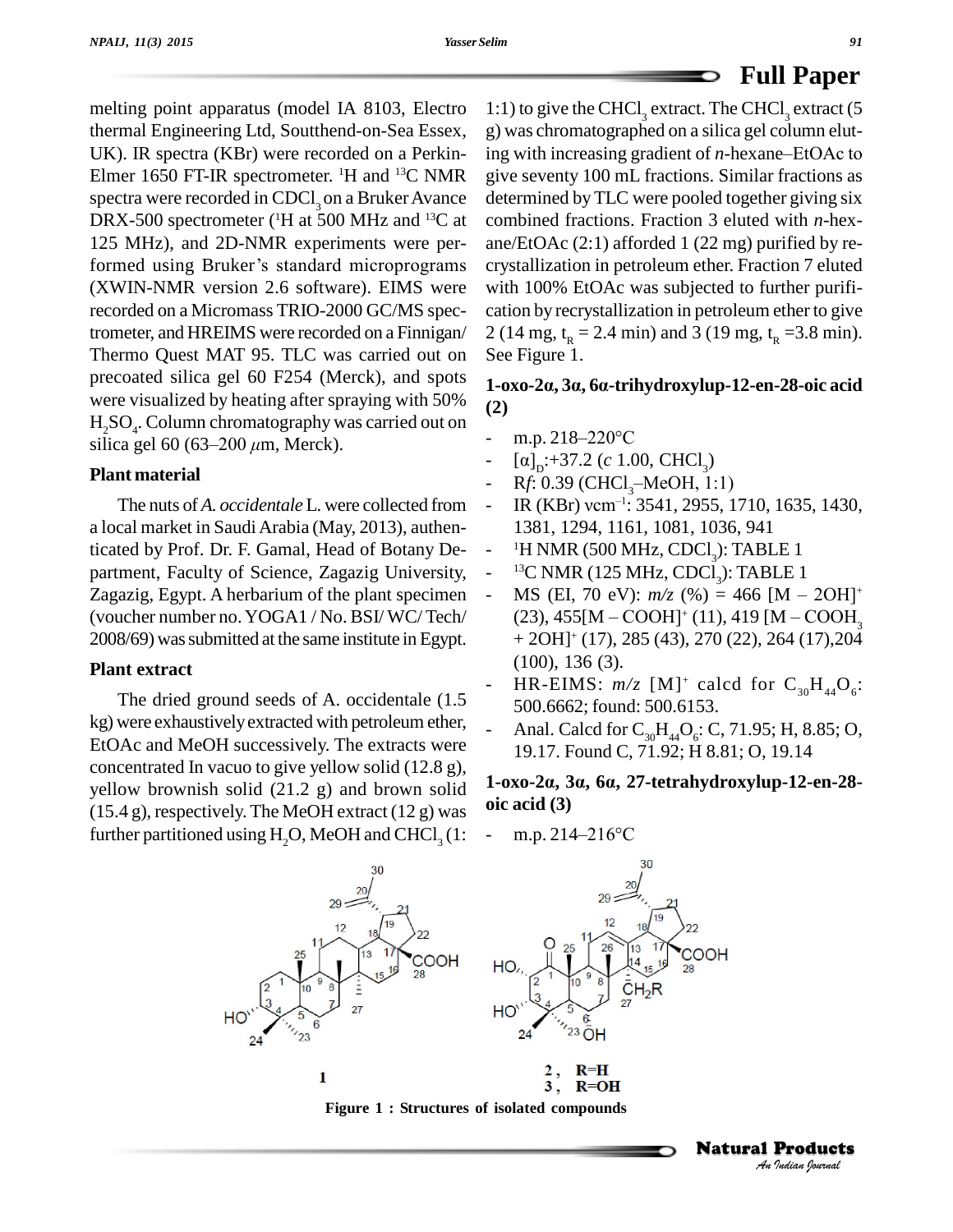melting point apparatus (model IA 8103, Electro thermal Engineering Ltd, Southend-on-Sea Essex, UK). IR spectra (KBr) were recorded on a Perkin-Elmer 1650 FT-IR spectrometer. $^{1}H$ and $^{13}C$ NMR spectra were recorded in $CDCl_3$ on a Bruker Avance DRX-500 spectrometer ($^{1}H$ at 500 MHz and $^{13}C$ at 125 MHz), and 2D-NMR experiments were performed using Bruker's standard microprograms (XWIN-NMR version 2.6 software). EIMS were recorded on a Micromass TRIO-2000 GC/MS spectrometer, and HREIMS were recorded on a Finnigan/ Thermo Quest MAT 95. TLC was carried out on precoated silica gel 60 F254 (Merck), and spots were visualized by heating after spraying with 50% $H_2SO_4$. Column chromatography was carried out on silica gel 60 (63–200 $\mu$m, Merck).

### Plant material

The nuts of *A. occidentale* L. were collected from a local market in Saudi Arabia (May, 2013), authenticated by Prof. Dr. F. Gamal, Head of Botany Department, Faculty of Science, Zagazig University, Zagazig, Egypt. A herbarium of the plant specimen (voucher number no. YOGA1 / No. BSI/ WC/ Tech/ 2008/69) was submitted at the same institute in Egypt.

### Plant extract

The dried ground seeds of A. occidentale (1.5 kg) were exhaustively extracted with petroleum ether, EtOAc and MeOH successively. The extracts were concentrated In vacuo to give yellow solid (12.8 g), yellow brownish solid (21.2 g) and brown solid (15.4 g), respectively. The MeOH extract (12 g) was further partitioned using $H_2O$, MeOH and $CHCl_3$ (1:1:1) to give the $CHCl_3$ extract. The $CHCl_3$ extract (5 g) was chromatographed on a silica gel column eluting with increasing gradient of *n*-hexane–EtOAc to give seventy 100 mL fractions. Similar fractions as determined by TLC were pooled together giving six combined fractions. Fraction 3 eluted with *n*-hexane/EtOAc (2:1) afforded 1 (22 mg) purified by recrystallization in petroleum ether. Fraction 7 eluted with 100% EtOAc was subjected to further purification by recrystallization in petroleum ether to give 2 (14 mg, $t_R$ = 2.4 min) and 3 (19 mg, $t_R$ =3.8 min). See Figure 1.

### 1-oxo-2α, 3α, 6α-trihydroxylup-12-en-28-oic acid (2)

- m.p. 218–220°C
- $[\alpha]_D$:+37.2 (*c* 1.00, $CHCl_3$)
- R*f*: 0.39 ($CHCl_3$–MeOH, 1:1)
- IR (KBr) $\nu$cm$^{-1}$: 3541, 2955, 1710, 1635, 1430, 1381, 1294, 1161, 1081, 1036, 941
- $^{1}H$ NMR (500 MHz, $CDCl_3$): TABLE 1
- $^{13}C$ NMR (125 MHz, $CDCl_3$): TABLE 1
- MS (EI, 70 eV): *m/z* (%) = 466 $[M – 2OH]^+$ (23), 455$[M – COOH]^+$ (11), 419 $[M – COOH_3 + 2OH]^+$ (17), 285 (43), 270 (22), 264 (17),204 (100), 136 (3).
- HR-EIMS: *m/z* $[M]^+$ calcd for $C_{30}H_{44}O_6$: 500.6662; found: 500.6153.
- Anal. Calcd for $C_{30}H_{44}O_6$: C, 71.95; H, 8.85; O, 19.17. Found C, 71.92; H 8.81; O, 19.14

### 1-oxo-2α, 3α, 6α, 27-tetrahydroxylup-12-en-28-oic acid (3)

- m.p. 214–216°C

**Figure 1 : Structures of isolated compounds**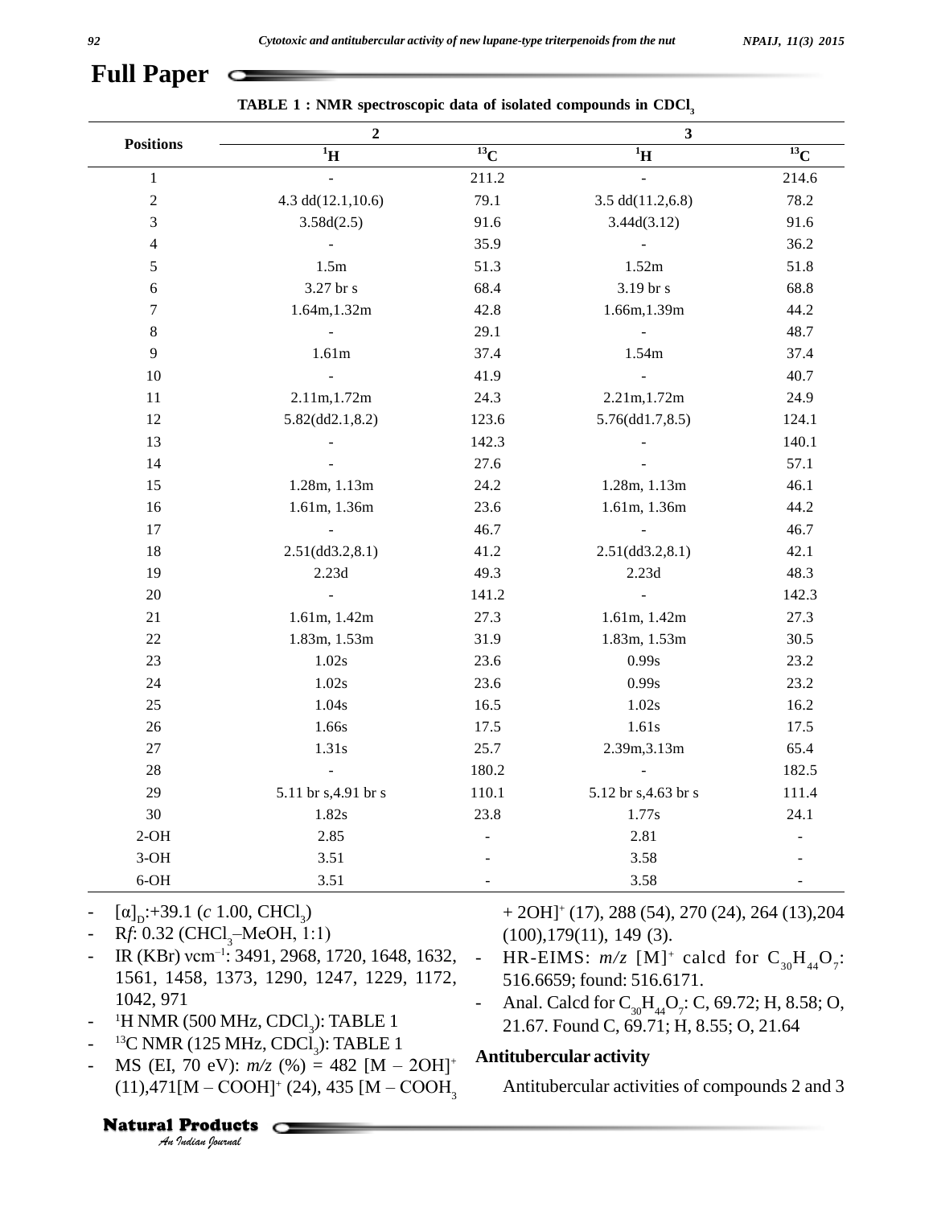**Full Paper**

**TABLE 1 : NMR spectroscopic data of isolated compounds in $CDCl_3$**

| Positions | 2 | | 3 | |
|---|---|---|---|---|
| | $^{1}$H | $^{13}$C | $^{1}$H | $^{13}$C |
| 1 | - | 211.2 | - | 214.6 |
| 2 | 4.3 dd(12.1,10.6) | 79.1 | 3.5 dd(11.2,6.8) | 78.2 |
| 3 | 3.58d(2.5) | 91.6 | 3.44d(3.12) | 91.6 |
| 4 | - | 35.9 | - | 36.2 |
| 5 | 1.5m | 51.3 | 1.52m | 51.8 |
| 6 | 3.27 br s | 68.4 | 3.19 br s | 68.8 |
| 7 | 1.64m,1.32m | 42.8 | 1.66m,1.39m | 44.2 |
| 8 | - | 29.1 | - | 48.7 |
| 9 | 1.61m | 37.4 | 1.54m | 37.4 |
| 10 | - | 41.9 | - | 40.7 |
| 11 | 2.11m,1.72m | 24.3 | 2.21m,1.72m | 24.9 |
| 12 | 5.82(dd2.1,8.2) | 123.6 | 5.76(dd1.7,8.5) | 124.1 |
| 13 | - | 142.3 | - | 140.1 |
| 14 | - | 27.6 | - | 57.1 |
| 15 | 1.28m, 1.13m | 24.2 | 1.28m, 1.13m | 46.1 |
| 16 | 1.61m, 1.36m | 23.6 | 1.61m, 1.36m | 44.2 |
| 17 | - | 46.7 | - | 46.7 |
| 18 | 2.51(dd3.2,8.1) | 41.2 | 2.51(dd3.2,8.1) | 42.1 |
| 19 | 2.23d | 49.3 | 2.23d | 48.3 |
| 20 | - | 141.2 | - | 142.3 |
| 21 | 1.61m, 1.42m | 27.3 | 1.61m, 1.42m | 27.3 |
| 22 | 1.83m, 1.53m | 31.9 | 1.83m, 1.53m | 30.5 |
| 23 | 1.02s | 23.6 | 0.99s | 23.2 |
| 24 | 1.02s | 23.6 | 0.99s | 23.2 |
| 25 | 1.04s | 16.5 | 1.02s | 16.2 |
| 26 | 1.66s | 17.5 | 1.61s | 17.5 |
| 27 | 1.31s | 25.7 | 2.39m,3.13m | 65.4 |
| 28 | - | 180.2 | - | 182.5 |
| 29 | 5.11 br s,4.91 br s | 110.1 | 5.12 br s,4.63 br s | 111.4 |
| 30 | 1.82s | 23.8 | 1.77s | 24.1 |
| 2-OH | 2.85 | - | 2.81 | - |
| 3-OH | 3.51 | - | 3.58 | - |
| 6-OH | 3.51 | - | 3.58 | - |

- $[\alpha]_D$:+39.1 (*c* 1.00, $CHCl_3$)
- R*f*: 0.32 ($CHCl_3$–MeOH, 1:1)
- IR (KBr) νcm$^{-1}$: 3491, 2968, 1720, 1648, 1632, 1561, 1458, 1373, 1290, 1247, 1229, 1172, 1042, 971
- $^{1}$H NMR (500 MHz, $CDCl_3$): TABLE 1
- $^{13}$C NMR (125 MHz, $CDCl_3$): TABLE 1
- MS (EI, 70 eV): *m/z* (%) = 482 $[M – 2OH]^+$ (11),471$[M – COOH]^+$ (24), 435 $[M – COOH_3 + 2OH]^+$ (17), 288 (54), 270 (24), 264 (13),204 (100),179(11), 149 (3).
- HR-EIMS: *m/z* $[M]^+$ calcd for $C_{30}H_{44}O_7$: 516.6659; found: 516.6171.
- Anal. Calcd for $C_{30}H_{44}O_7$: C, 69.72; H, 8.58; O, 21.67. Found C, 69.71; H, 8.55; O, 21.64

### Antitubercular activity

Antitubercular activities of compounds 2 and 3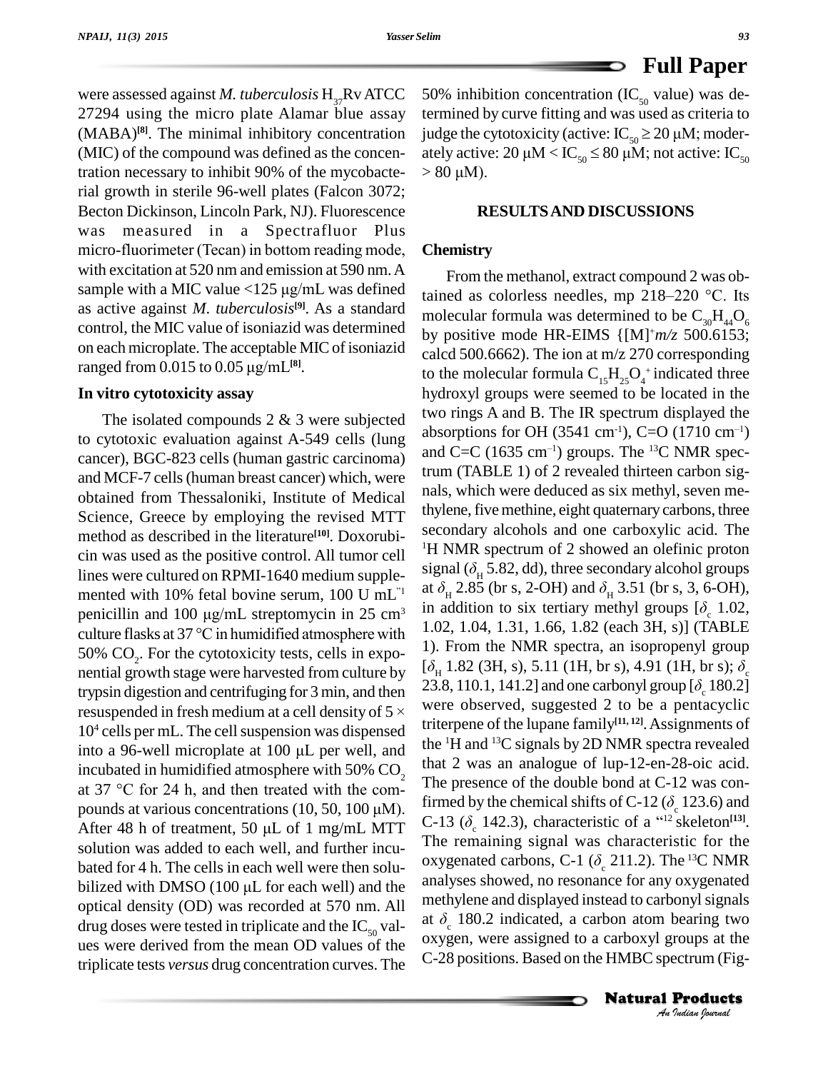were assessed against *M. tuberculosis* $H_{37}$Rv ATCC 27294 using the micro plate Alamar blue assay (MABA)[8]. The minimal inhibitory concentration (MIC) of the compound was defined as the concentration necessary to inhibit 90% of the mycobacterial growth in sterile 96-well plates (Falcon 3072; Becton Dickinson, Lincoln Park, NJ). Fluorescence was measured in a Spectrafluor Plus micro-fluorimeter (Tecan) in bottom reading mode, with excitation at 520 nm and emission at 590 nm. A sample with a MIC value <125 µg/mL was defined as active against *M. tuberculosis*[9]. As a standard control, the MIC value of isoniazid was determined on each microplate. The acceptable MIC of isoniazid ranged from 0.015 to 0.05 µg/mL[8].

### In vitro cytotoxicity assay

The isolated compounds 2 & 3 were subjected to cytotoxic evaluation against A-549 cells (lung cancer), BGC-823 cells (human gastric carcinoma) and MCF-7 cells (human breast cancer) which, were obtained from Thessaloniki, Institute of Medical Science, Greece by employing the revised MTT method as described in the literature[10]. Doxorubicin was used as the positive control. All tumor cell lines were cultured on RPMI-1640 medium supplemented with 10% fetal bovine serum, 100 U $mL^{-1}$ penicillin and 100 µg/mL streptomycin in 25 $cm^3$ culture flasks at 37 °C in humidified atmosphere with 50% $CO_2$. For the cytotoxicity tests, cells in exponential growth stage were harvested from culture by trypsin digestion and centrifuging for 3 min, and then resuspended in fresh medium at a cell density of $5 \times 10^4$ cells per mL. The cell suspension was dispensed into a 96-well microplate at 100 µL per well, and incubated in humidified atmosphere with 50% $CO_2$ at 37 °C for 24 h, and then treated with the compounds at various concentrations (10, 50, 100 µM). After 48 h of treatment, 50 µL of 1 mg/mL MTT solution was added to each well, and further incubated for 4 h. The cells in each well were then solubilized with DMSO (100 µL for each well) and the optical density (OD) was recorded at 570 nm. All drug doses were tested in triplicate and the $IC_{50}$ values were derived from the mean OD values of the triplicate tests *versus* drug concentration curves. The 50% inhibition concentration ($IC_{50}$ value) was determined by curve fitting and was used as criteria to judge the cytotoxicity (active: $IC_{50} \geq 20$ µM; moderately active: 20 µM < $IC_{50} \leq 80$ µM; not active: $IC_{50}$ > 80 µM).

## RESULTS AND DISCUSSIONS

### Chemistry

From the methanol, extract compound 2 was obtained as colorless needles, mp 218–220 °C. Its molecular formula was determined to be $C_{30}H_{44}O_6$ by positive mode HR-EIMS {$[M]^+$ *m/z* 500.6153; calcd 500.6662). The ion at m/z 270 corresponding to the molecular formula $C_{15}H_{25}O_4^+$ indicated three hydroxyl groups were seemed to be located in the two rings A and B. The IR spectrum displayed the absorptions for OH (3541 $cm^{-1}$), C=O (1710 $cm^{-1}$) and C=C (1635 $cm^{-1}$) groups. The $^{13}$C NMR spectrum (TABLE 1) of 2 revealed thirteen carbon signals, which were deduced as six methyl, seven methylene, five methine, eight quaternary carbons, three secondary alcohols and one carboxylic acid. The $^1$H NMR spectrum of 2 showed an olefinic proton signal ($\delta_H$ 5.82, dd), three secondary alcohol groups at $\delta_H$ 2.85 (br s, 2-OH) and $\delta_H$ 3.51 (br s, 3, 6-OH), in addition to six tertiary methyl groups [$\delta_c$ 1.02, 1.02, 1.04, 1.31, 1.66, 1.82 (each 3H, s)] (TABLE 1). From the NMR spectra, an isopropenyl group [$\delta_H$ 1.82 (3H, s), 5.11 (1H, br s), 4.91 (1H, br s); $\delta_c$ 23.8, 110.1, 141.2] and one carbonyl group [$\delta_c$ 180.2] were observed, suggested 2 to be a pentacyclic triterpene of the lupane family[11, 12]. Assignments of the $^1$H and $^{13}$C signals by 2D NMR spectra revealed that 2 was an analogue of lup-12-en-28-oic acid. The presence of the double bond at C-12 was confirmed by the chemical shifts of C-12 ($\delta_c$ 123.6) and C-13 ($\delta_c$ 142.3), characteristic of a "$^{12}$ skeleton[13]. The remaining signal was characteristic for the oxygenated carbons, C-1 ($\delta_c$ 211.2). The $^{13}$C NMR analyses showed, no resonance for any oxygenated methylene and displayed instead to carbonyl signals at $\delta_c$ 180.2 indicated, a carbon atom bearing two oxygen, were assigned to a carboxyl groups at the C-28 positions. Based on the HMBC spectrum (Fig-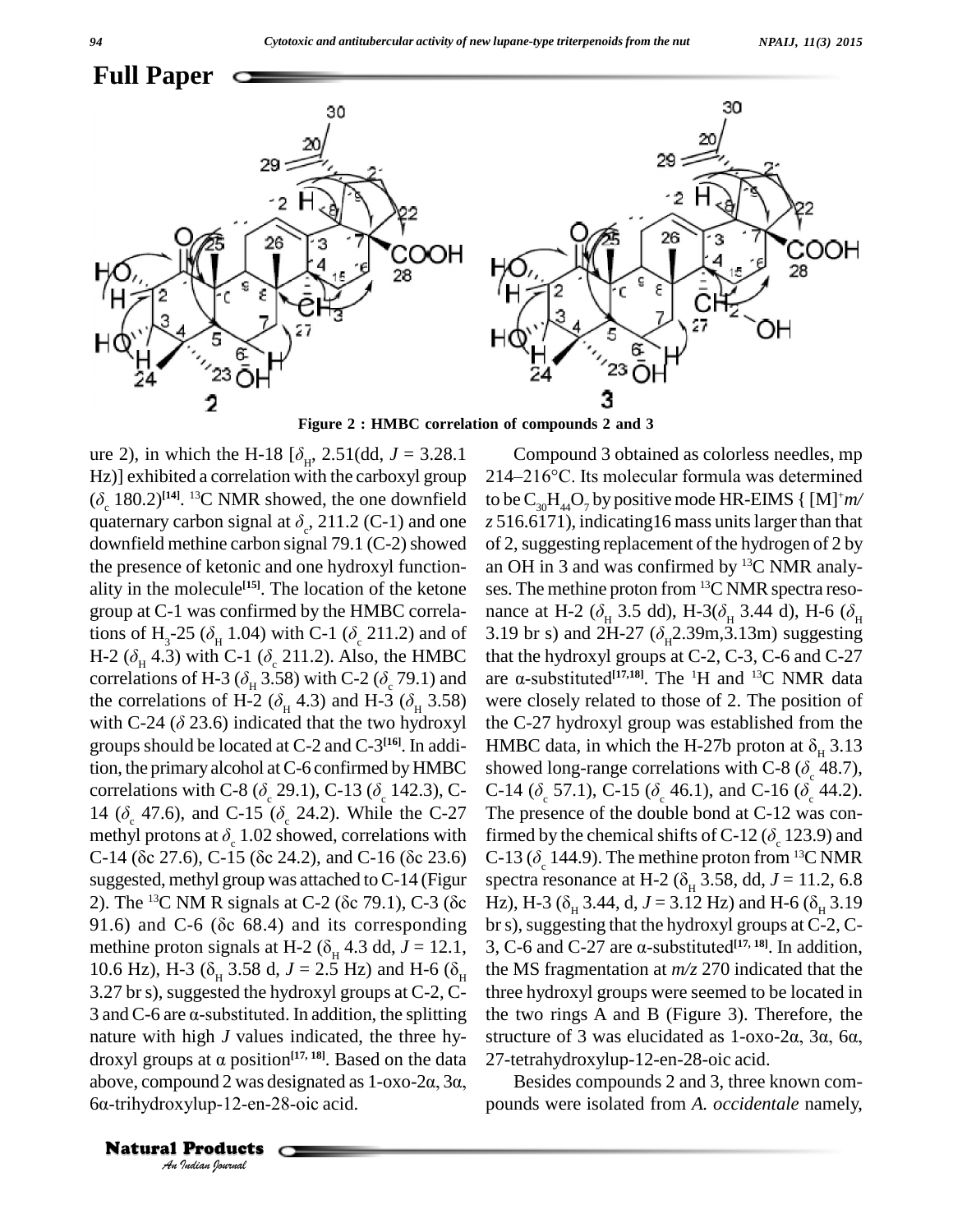**Full Paper**

Figure 2 : HMBC correlation of compounds 2 and 3

ure 2), in which the H-18 [$\delta_H$, 2.51(dd, $J$ = 3.28.1 Hz)] exhibited a correlation with the carboxyl group ($\delta_c$ 180.2)[14]. [13]C NMR showed, the one downfield quaternary carbon signal at $\delta_c$, 211.2 (C-1) and one downfield methine carbon signal 79.1 (C-2) showed the presence of ketonic and one hydroxyl functionality in the molecule[15]. The location of the ketone group at C-1 was confirmed by the HMBC correlations of $H_3$-25 ($\delta_H$ 1.04) with C-1 ($\delta_c$ 211.2) and of H-2 ($\delta_H$ 4.3) with C-1 ($\delta_c$ 211.2). Also, the HMBC correlations of H-3 ($\delta_H$ 3.58) with C-2 ($\delta_c$ 79.1) and the correlations of H-2 ($\delta_H$ 4.3) and H-3 ($\delta_H$ 3.58) with C-24 ($\delta$ 23.6) indicated that the two hydroxyl groups should be located at C-2 and C-3[16]. In addition, the primary alcohol at C-6 confirmed by HMBC correlations with C-8 ($\delta_c$ 29.1), C-13 ($\delta_c$ 142.3), C-14 ($\delta_c$ 47.6), and C-15 ($\delta_c$ 24.2). While the C-27 methyl protons at $\delta_c$ 1.02 showed, correlations with C-14 (δc 27.6), C-15 (δc 24.2), and C-16 (δc 23.6) suggested, methyl group was attached to C-14 (Figure 2). The [13]C NM R signals at C-2 (δc 79.1), C-3 (δc 91.6) and C-6 (δc 68.4) and its corresponding methine proton signals at H-2 ($\delta_H$ 4.3 dd, $J$ = 12.1, 10.6 Hz), H-3 ($\delta_H$ 3.58 d, $J$ = 2.5 Hz) and H-6 ($\delta_H$ 3.27 br s), suggested the hydroxyl groups at C-2, C-3 and C-6 are α-substituted. In addition, the splitting nature with high $J$ values indicated, the three hydroxyl groups at α position[17, 18]. Based on the data above, compound 2 was designated as 1-oxo-2α, 3α, 6α-trihydroxylup-12-en-28-oic acid.

Compound 3 obtained as colorless needles, mp 214–216°C. Its molecular formula was determined to be $C_{30}H_{44}O_7$ by positive mode HR-EIMS { $[M]^+$ $m/z$ 516.6171), indicating16 mass units larger than that of 2, suggesting replacement of the hydrogen of 2 by an OH in 3 and was confirmed by [13]C NMR analyses. The methine proton from [13]C NMR spectra resonance at H-2 ($\delta_H$ 3.5 dd), H-3($\delta_H$ 3.44 d), H-6 ($\delta_H$ 3.19 br s) and 2H-27 ($\delta_H$2.39m,3.13m) suggesting that the hydroxyl groups at C-2, C-3, C-6 and C-27 are α-substituted[17,18]. The [1]H and [13]C NMR data were closely related to those of 2. The position of the C-27 hydroxyl group was established from the HMBC data, in which the H-27b proton at $\delta_H$ 3.13 showed long-range correlations with C-8 ($\delta_c$ 48.7), C-14 ($\delta_c$ 57.1), C-15 ($\delta_c$ 46.1), and C-16 ($\delta_c$ 44.2). The presence of the double bond at C-12 was confirmed by the chemical shifts of C-12 ($\delta_c$ 123.9) and C-13 ($\delta_c$ 144.9). The methine proton from [13]C NMR spectra resonance at H-2 ($\delta_H$ 3.58, dd, $J$ = 11.2, 6.8 Hz), H-3 ($\delta_H$ 3.44, d, $J$ = 3.12 Hz) and H-6 ($\delta_H$ 3.19 br s), suggesting that the hydroxyl groups at C-2, C-3, C-6 and C-27 are α-substituted[17, 18]. In addition, the MS fragmentation at $m/z$ 270 indicated that the three hydroxyl groups were seemed to be located in the two rings A and B (Figure 3). Therefore, the structure of 3 was elucidated as 1-oxo-2α, 3α, 6α, 27-tetrahydroxylup-12-en-28-oic acid.

Besides compounds 2 and 3, three known compounds were isolated from *A. occidentale* namely,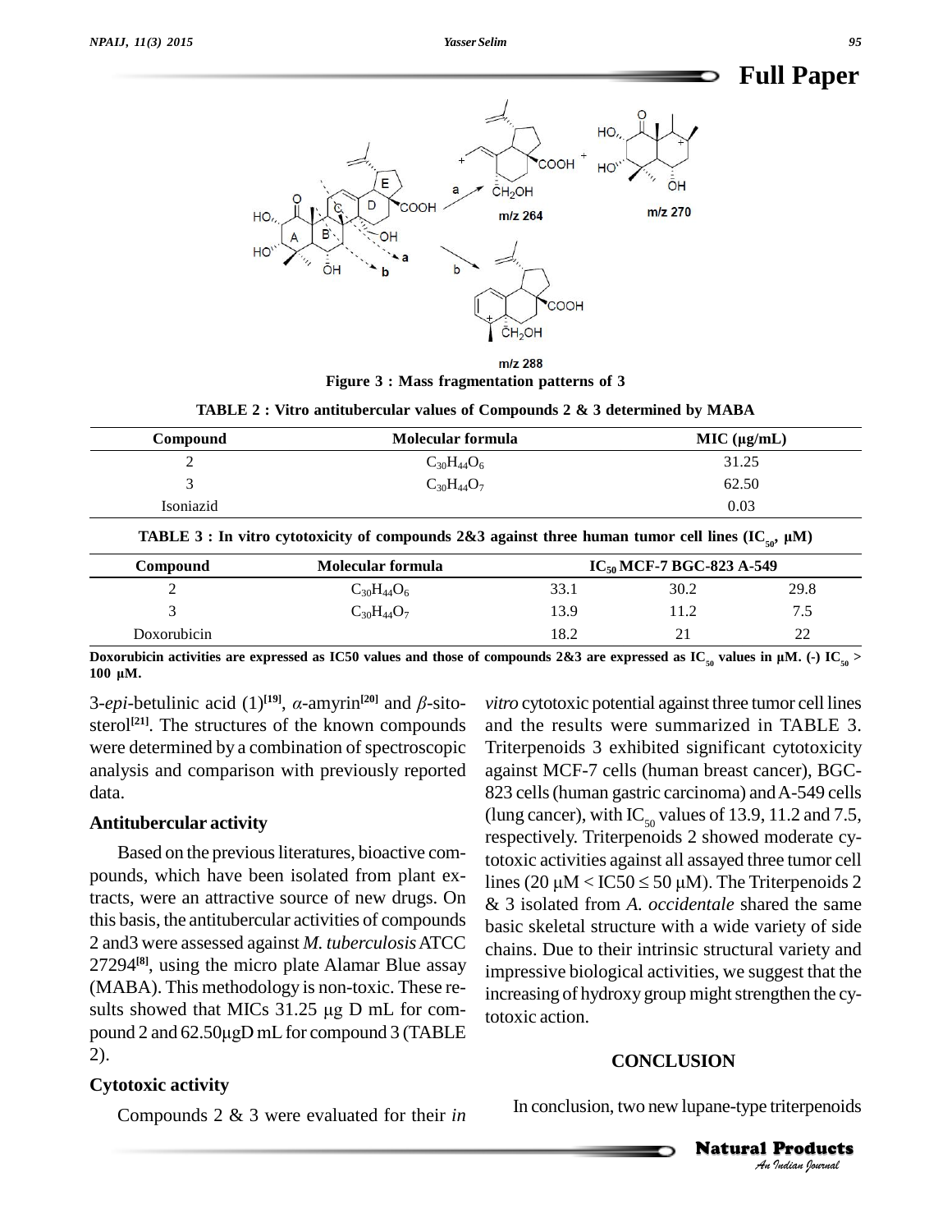Figure 3 : Mass fragmentation patterns of 3

TABLE 2 : Vitro antitubercular values of Compounds 2 & 3 determined by MABA

| Compound | Molecular formula | MIC (µg/mL) |
|---|---|---|
| 2 | $C_{30}H_{44}O_6$ | 31.25 |
| 3 | $C_{30}H_{44}O_7$ | 62.50 |
| Isoniazid | | 0.03 |

TABLE 3 : In vitro cytotoxicity of compounds 2&3 against three human tumor cell lines ($IC_{50}$, µM)

| Compound | Molecular formula | $IC_{50}$ MCF-7 | BGC-823 | A-549 |
|---|---|---|---|---|
| 2 | $C_{30}H_{44}O_6$ | 33.1 | 30.2 | 29.8 |
| 3 | $C_{30}H_{44}O_7$ | 13.9 | 11.2 | 7.5 |
| Doxorubicin | | 18.2 | 21 | 22 |

Doxorubicin activities are expressed as IC50 values and those of compounds 2&3 are expressed as $IC_{50}$ values in µM. (-) $IC_{50}$ > 100 µM.

3-*epi*-betulinic acid (1)[19], *α*-amyrin[20] and *β*-sitosterol[21]. The structures of the known compounds were determined by a combination of spectroscopic analysis and comparison with previously reported data.

### Antitubercular activity

Based on the previous literatures, bioactive compounds, which have been isolated from plant extracts, were an attractive source of new drugs. On this basis, the antitubercular activities of compounds 2 and3 were assessed against *M. tuberculosis* ATCC 27294[8], using the micro plate Alamar Blue assay (MABA). This methodology is non-toxic. These results showed that MICs 31.25 µg D mL for compound 2 and 62.50µgD mL for compound 3 (TABLE 2).

### Cytotoxic activity

Compounds 2 & 3 were evaluated for their *in vitro* cytotoxic potential against three tumor cell lines and the results were summarized in TABLE 3. Triterpenoids 3 exhibited significant cytotoxicity against MCF-7 cells (human breast cancer), BGC-823 cells (human gastric carcinoma) and A-549 cells (lung cancer), with $IC_{50}$ values of 13.9, 11.2 and 7.5, respectively. Triterpenoids 2 showed moderate cytotoxic activities against all assayed three tumor cell lines (20 µM < IC50 ≤ 50 µM). The Triterpenoids 2 & 3 isolated from *A. occidentale* shared the same basic skeletal structure with a wide variety of side chains. Due to their intrinsic structural variety and impressive biological activities, we suggest that the increasing of hydroxy group might strengthen the cytotoxic action.

## CONCLUSION

In conclusion, two new lupane-type triterpenoids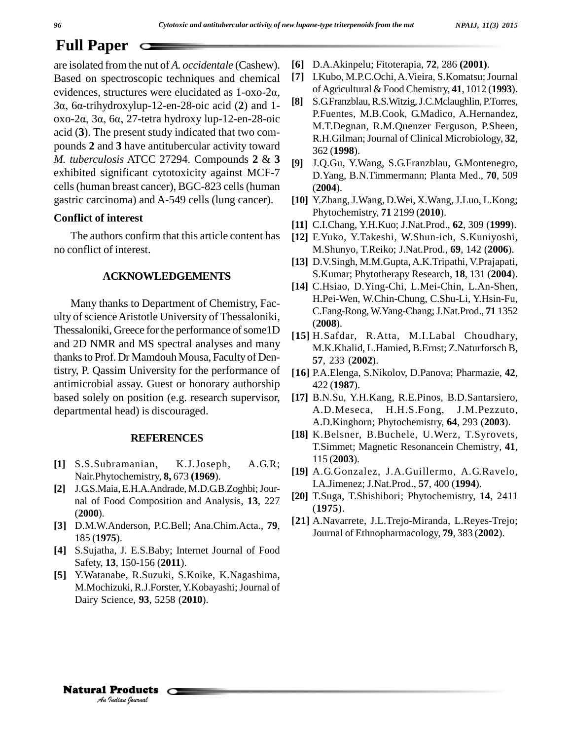## Full Paper

are isolated from the nut of *A. occidentale* (Cashew). Based on spectroscopic techniques and chemical evidences, structures were elucidated as 1-oxo-2α, 3α, 6α-trihydroxylup-12-en-28-oic acid (**2**) and 1-oxo-2α, 3α, 6α, 27-tetra hydroxy lup-12-en-28-oic acid (**3**). The present study indicated that two compounds **2** and **3** have antitubercular activity toward *M. tuberculosis* ATCC 27294. Compounds **2** & **3** exhibited significant cytotoxicity against MCF-7 cells (human breast cancer), BGC-823 cells (human gastric carcinoma) and A-549 cells (lung cancer).

### Conflict of interest

The authors confirm that this article content has no conflict of interest.

### ACKNOWLEDGEMENTS

Many thanks to Department of Chemistry, Faculty of science Aristotle University of Thessaloniki, Thessaloniki, Greece for the performance of some1D and 2D NMR and MS spectral analyses and many thanks to Prof. Dr Mamdouh Mousa, Faculty of Dentistry, P. Qassim University for the performance of antimicrobial assay. Guest or honorary authorship based solely on position (e.g. research supervisor, departmental head) is discouraged.

### REFERENCES

**[1]** S.S.Subramanian, K.J.Joseph, A.G.R; Nair.Phytochemistry, **8,** 673 **(1969)**.

**[2]** J.G.S.Maia, E.H.A.Andrade, M.D.G.B.Zoghbi; Journal of Food Composition and Analysis, **13**, 227 (**2000**).

**[3]** D.M.W.Anderson, P.C.Bell; Ana.Chim.Acta., **79**, 185 (**1975**).

**[4]** S.Sujatha, J. E.S.Baby; Internet Journal of Food Safety, **13**, 150-156 (**2011**).

**[5]** Y.Watanabe, R.Suzuki, S.Koike, K.Nagashima, M.Mochizuki, R.J.Forster, Y.Kobayashi; Journal of Dairy Science, **93**, 5258 (**2010**).

**[6]** D.A.Akinpelu; Fitoterapia, **72**, 286 **(2001)**.

**[7]** I.Kubo, M.P.C.Ochi, A.Vieira, S.Komatsu; Journal of Agricultural & Food Chemistry, **41**, 1012 (**1993**).

**[8]** S.G.Franzblau, R.S.Witzig, J.C.Mclaughlin, P.Torres, P.Fuentes, M.B.Cook, G.Madico, A.Hernandez, M.T.Degnan, R.M.Quenzer Ferguson, P.Sheen, R.H.Gilman; Journal of Clinical Microbiology, **32**, 362 (**1998**).

**[9]** J.Q.Gu, Y.Wang, S.G.Franzblau, G.Montenegro, D.Yang, B.N.Timmermann; Planta Med., **70**, 509 (**2004**).

**[10]** Y.Zhang, J.Wang, D.Wei, X.Wang, J.Luo, L.Kong; Phytochemistry, **71** 2199 (**2010**).

**[11]** C.I.Chang, Y.H.Kuo; J.Nat.Prod., **62**, 309 (**1999**).

**[12]** F.Yuko, Y.Takeshi, W.Shun-ich, S.Kuniyoshi, M.Shunyo, T.Reiko; J.Nat.Prod., **69**, 142 (**2006**).

**[13]** D.V.Singh, M.M.Gupta, A.K.Tripathi, V.Prajapati, S.Kumar; Phytotherapy Research, **18**, 131 (**2004**).

**[14]** C.Hsiao, D.Ying-Chi, L.Mei-Chin, L.An-Shen, H.Pei-Wen, W.Chin-Chung, C.Shu-Li, Y.Hsin-Fu, C.Fang-Rong, W.Yang-Chang; J.Nat.Prod., **71** 1352 (**2008**).

**[15]** H.Safdar, R.Atta, M.I.Labal Choudhary, M.K.Khalid, L.Hamied, B.Ernst; Z.Naturforsch B, **57**, 233 (**2002**).

**[16]** P.A.Elenga, S.Nikolov, D.Panova; Pharmazie, **42**, 422 (**1987**).

**[17]** B.N.Su, Y.H.Kang, R.E.Pinos, B.D.Santarsiero, A.D.Meseca, H.H.S.Fong, J.M.Pezzuto, A.D.Kinghorn; Phytochemistry, **64**, 293 (**2003**).

**[18]** K.Belsner, B.Buchele, U.Werz, T.Syrovets, T.Simmet; Magnetic Resonancein Chemistry, **41**, 115 (**2003**).

**[19]** A.G.Gonzalez, J.A.Guillermo, A.G.Ravelo, I.A.Jimenez; J.Nat.Prod., **57**, 400 (**1994**).

**[20]** T.Suga, T.Shishibori; Phytochemistry, **14**, 2411 (**1975**).

**[21]** A.Navarrete, J.L.Trejo-Miranda, L.Reyes-Trejo; Journal of Ethnopharmacology, **79**, 383 (**2002**).